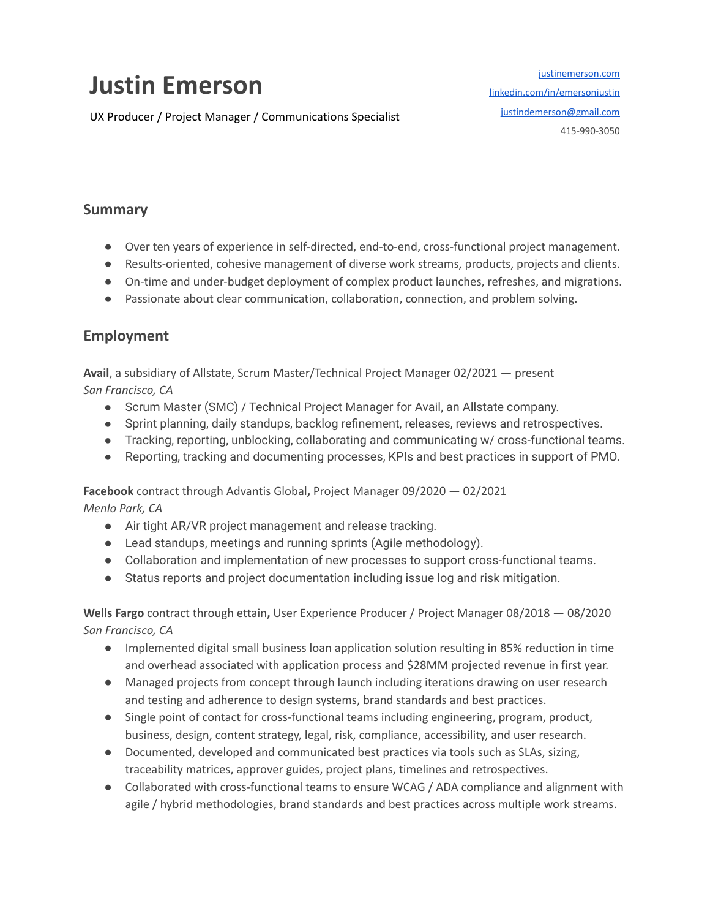# Justin Emerson

UX Producer / Project Manager / Communications Specialist

justinemerson.com
linkedin.com/in/emersonjustin
justindemerson@gmail.com
415-990-3050

## Summary

- Over ten years of experience in self-directed, end-to-end, cross-functional project management.
- Results-oriented, cohesive management of diverse work streams, products, projects and clients.
- On-time and under-budget deployment of complex product launches, refreshes, and migrations.
- Passionate about clear communication, collaboration, connection, and problem solving.

## Employment

**Avail**, a subsidiary of Allstate, Scrum Master/Technical Project Manager 02/2021 — present
*San Francisco, CA*

- Scrum Master (SMC) / Technical Project Manager for Avail, an Allstate company.
- Sprint planning, daily standups, backlog refinement, releases, reviews and retrospectives.
- Tracking, reporting, unblocking, collaborating and communicating w/ cross-functional teams.
- Reporting, tracking and documenting processes, KPIs and best practices in support of PMO.

**Facebook** contract through Advantis Global**,** Project Manager 09/2020 — 02/2021
*Menlo Park, CA*

- Air tight AR/VR project management and release tracking.
- Lead standups, meetings and running sprints (Agile methodology).
- Collaboration and implementation of new processes to support cross-functional teams.
- Status reports and project documentation including issue log and risk mitigation.

**Wells Fargo** contract through ettain**,** User Experience Producer / Project Manager 08/2018 — 08/2020
*San Francisco, CA*

- Implemented digital small business loan application solution resulting in 85% reduction in time and overhead associated with application process and $28MM projected revenue in first year.
- Managed projects from concept through launch including iterations drawing on user research and testing and adherence to design systems, brand standards and best practices.
- Single point of contact for cross-functional teams including engineering, program, product, business, design, content strategy, legal, risk, compliance, accessibility, and user research.
- Documented, developed and communicated best practices via tools such as SLAs, sizing, traceability matrices, approver guides, project plans, timelines and retrospectives.
- Collaborated with cross-functional teams to ensure WCAG / ADA compliance and alignment with agile / hybrid methodologies, brand standards and best practices across multiple work streams.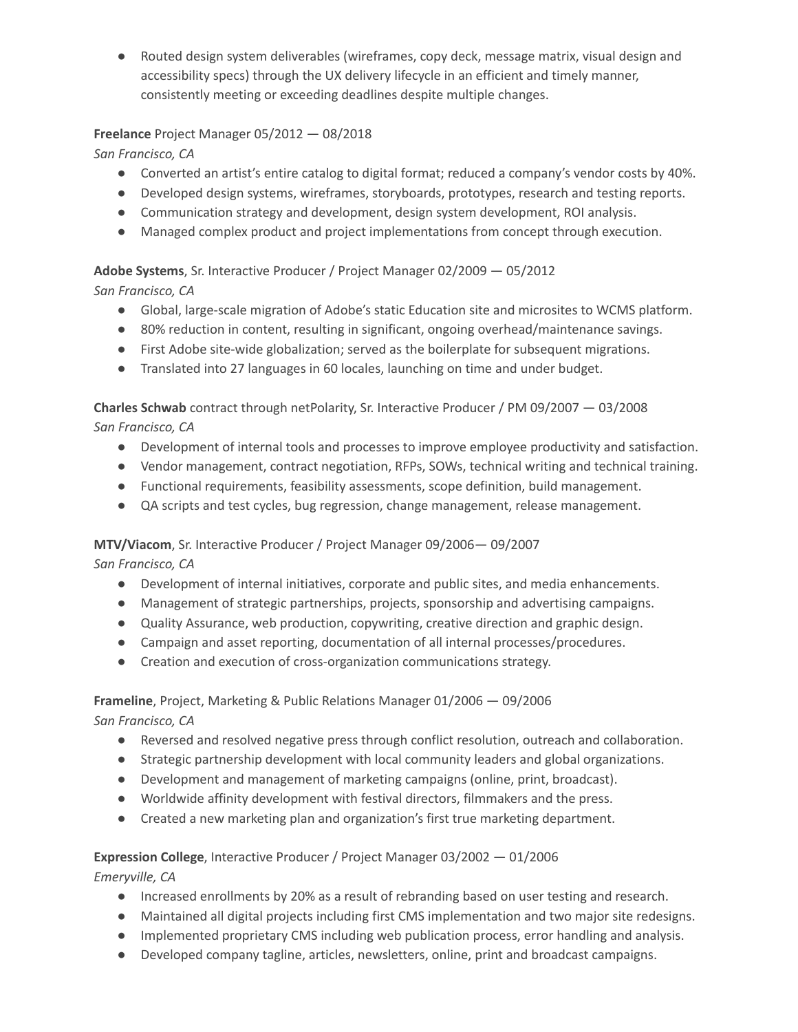- Routed design system deliverables (wireframes, copy deck, message matrix, visual design and accessibility specs) through the UX delivery lifecycle in an efficient and timely manner, consistently meeting or exceeding deadlines despite multiple changes.

**Freelance** Project Manager 05/2012 — 08/2018
*San Francisco, CA*

- Converted an artist's entire catalog to digital format; reduced a company's vendor costs by 40%.
- Developed design systems, wireframes, storyboards, prototypes, research and testing reports.
- Communication strategy and development, design system development, ROI analysis.
- Managed complex product and project implementations from concept through execution.

**Adobe Systems**, Sr. Interactive Producer / Project Manager 02/2009 — 05/2012
*San Francisco, CA*

- Global, large-scale migration of Adobe's static Education site and microsites to WCMS platform.
- 80% reduction in content, resulting in significant, ongoing overhead/maintenance savings.
- First Adobe site-wide globalization; served as the boilerplate for subsequent migrations.
- Translated into 27 languages in 60 locales, launching on time and under budget.

**Charles Schwab** contract through netPolarity, Sr. Interactive Producer / PM 09/2007 — 03/2008
*San Francisco, CA*

- Development of internal tools and processes to improve employee productivity and satisfaction.
- Vendor management, contract negotiation, RFPs, SOWs, technical writing and technical training.
- Functional requirements, feasibility assessments, scope definition, build management.
- QA scripts and test cycles, bug regression, change management, release management.

**MTV/Viacom**, Sr. Interactive Producer / Project Manager 09/2006— 09/2007
*San Francisco, CA*

- Development of internal initiatives, corporate and public sites, and media enhancements.
- Management of strategic partnerships, projects, sponsorship and advertising campaigns.
- Quality Assurance, web production, copywriting, creative direction and graphic design.
- Campaign and asset reporting, documentation of all internal processes/procedures.
- Creation and execution of cross-organization communications strategy.

**Frameline**, Project, Marketing & Public Relations Manager 01/2006 — 09/2006
*San Francisco, CA*

- Reversed and resolved negative press through conflict resolution, outreach and collaboration.
- Strategic partnership development with local community leaders and global organizations.
- Development and management of marketing campaigns (online, print, broadcast).
- Worldwide affinity development with festival directors, filmmakers and the press.
- Created a new marketing plan and organization's first true marketing department.

**Expression College**, Interactive Producer / Project Manager 03/2002 — 01/2006
*Emeryville, CA*

- Increased enrollments by 20% as a result of rebranding based on user testing and research.
- Maintained all digital projects including first CMS implementation and two major site redesigns.
- Implemented proprietary CMS including web publication process, error handling and analysis.
- Developed company tagline, articles, newsletters, online, print and broadcast campaigns.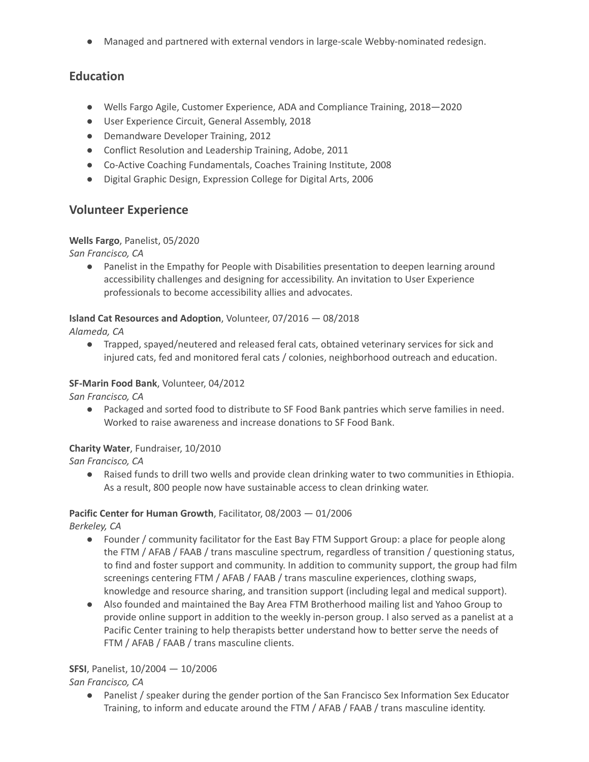- Managed and partnered with external vendors in large-scale Webby-nominated redesign.

## Education

- Wells Fargo Agile, Customer Experience, ADA and Compliance Training, 2018—2020
- User Experience Circuit, General Assembly, 2018
- Demandware Developer Training, 2012
- Conflict Resolution and Leadership Training, Adobe, 2011
- Co-Active Coaching Fundamentals, Coaches Training Institute, 2008
- Digital Graphic Design, Expression College for Digital Arts, 2006

## Volunteer Experience

**Wells Fargo**, Panelist, 05/2020
*San Francisco, CA*

- Panelist in the Empathy for People with Disabilities presentation to deepen learning around accessibility challenges and designing for accessibility. An invitation to User Experience professionals to become accessibility allies and advocates.

**Island Cat Resources and Adoption**, Volunteer, 07/2016 — 08/2018
*Alameda, CA*

- Trapped, spayed/neutered and released feral cats, obtained veterinary services for sick and injured cats, fed and monitored feral cats / colonies, neighborhood outreach and education.

**SF-Marin Food Bank**, Volunteer, 04/2012
*San Francisco, CA*

- Packaged and sorted food to distribute to SF Food Bank pantries which serve families in need. Worked to raise awareness and increase donations to SF Food Bank.

**Charity Water**, Fundraiser, 10/2010
*San Francisco, CA*

- Raised funds to drill two wells and provide clean drinking water to two communities in Ethiopia. As a result, 800 people now have sustainable access to clean drinking water.

**Pacific Center for Human Growth**, Facilitator, 08/2003 — 01/2006
*Berkeley, CA*

- Founder / community facilitator for the East Bay FTM Support Group: a place for people along the FTM / AFAB / FAAB / trans masculine spectrum, regardless of transition / questioning status, to find and foster support and community. In addition to community support, the group had film screenings centering FTM / AFAB / FAAB / trans masculine experiences, clothing swaps, knowledge and resource sharing, and transition support (including legal and medical support).
- Also founded and maintained the Bay Area FTM Brotherhood mailing list and Yahoo Group to provide online support in addition to the weekly in-person group. I also served as a panelist at a Pacific Center training to help therapists better understand how to better serve the needs of FTM / AFAB / FAAB / trans masculine clients.

**SFSI**, Panelist, 10/2004 — 10/2006
*San Francisco, CA*

- Panelist / speaker during the gender portion of the San Francisco Sex Information Sex Educator Training, to inform and educate around the FTM / AFAB / FAAB / trans masculine identity.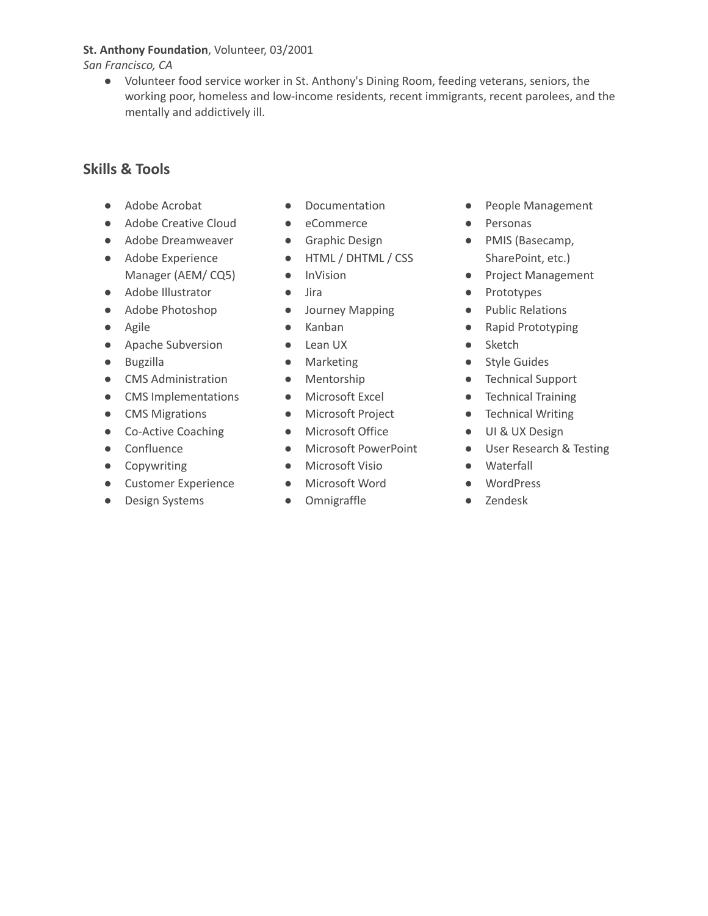**St. Anthony Foundation**, Volunteer, 03/2001
*San Francisco, CA*

- Volunteer food service worker in St. Anthony's Dining Room, feeding veterans, seniors, the working poor, homeless and low-income residents, recent immigrants, recent parolees, and the mentally and addictively ill.

## Skills & Tools

- Adobe Acrobat
- Adobe Creative Cloud
- Adobe Dreamweaver
- Adobe Experience Manager (AEM/ CQ5)
- Adobe Illustrator
- Adobe Photoshop
- Agile
- Apache Subversion
- Bugzilla
- CMS Administration
- CMS Implementations
- CMS Migrations
- Co-Active Coaching
- Confluence
- Copywriting
- Customer Experience
- Design Systems
- Documentation
- eCommerce
- Graphic Design
- HTML / DHTML / CSS
- InVision
- Jira
- Journey Mapping
- Kanban
- Lean UX
- Marketing
- Mentorship
- Microsoft Excel
- Microsoft Project
- Microsoft Office
- Microsoft PowerPoint
- Microsoft Visio
- Microsoft Word
- Omnigraffle
- People Management
- Personas
- PMIS (Basecamp, SharePoint, etc.)
- Project Management
- Prototypes
- Public Relations
- Rapid Prototyping
- Sketch
- Style Guides
- Technical Support
- Technical Training
- Technical Writing
- UI & UX Design
- User Research & Testing
- Waterfall
- WordPress
- Zendesk